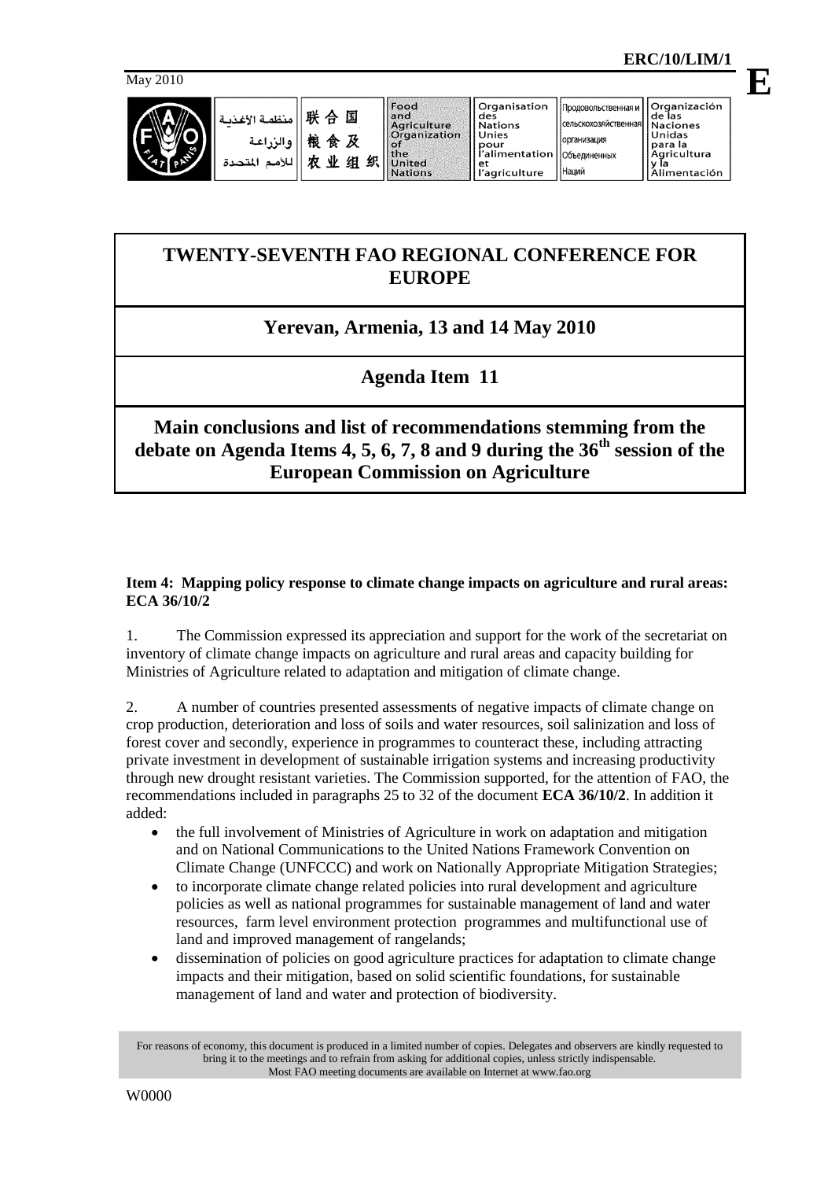ERC/10/LIM/1

May 2010

**E**

| منظمة الأغذية والزراعة للأمم المتحدة | 联合国粮食及农业组织 | Food and Agriculture Organization of the United Nations | Organisation des Nations Unies pour l'alimentation et l'agriculture | Продовольственная и сельскохозяйственная организация Объединенных Наций | Organización de las Naciones Unidas para la Agricultura y la Alimentación |
|---|---|---|---|---|---|

# TWENTY-SEVENTH FAO REGIONAL CONFERENCE FOR EUROPE

## Yerevan, Armenia, 13 and 14 May 2010

## Agenda Item 11

## Main conclusions and list of recommendations stemming from the debate on Agenda Items 4, 5, 6, 7, 8 and 9 during the 36th session of the European Commission on Agriculture

**Item 4: Mapping policy response to climate change impacts on agriculture and rural areas: ECA 36/10/2**

1. The Commission expressed its appreciation and support for the work of the secretariat on inventory of climate change impacts on agriculture and rural areas and capacity building for Ministries of Agriculture related to adaptation and mitigation of climate change.

2. A number of countries presented assessments of negative impacts of climate change on crop production, deterioration and loss of soils and water resources, soil salinization and loss of forest cover and secondly, experience in programmes to counteract these, including attracting private investment in development of sustainable irrigation systems and increasing productivity through new drought resistant varieties. The Commission supported, for the attention of FAO, the recommendations included in paragraphs 25 to 32 of the document **ECA 36/10/2**. In addition it added:

- the full involvement of Ministries of Agriculture in work on adaptation and mitigation and on National Communications to the United Nations Framework Convention on Climate Change (UNFCCC) and work on Nationally Appropriate Mitigation Strategies;
- to incorporate climate change related policies into rural development and agriculture policies as well as national programmes for sustainable management of land and water resources, farm level environment protection programmes and multifunctional use of land and improved management of rangelands;
- dissemination of policies on good agriculture practices for adaptation to climate change impacts and their mitigation, based on solid scientific foundations, for sustainable management of land and water and protection of biodiversity.

For reasons of economy, this document is produced in a limited number of copies. Delegates and observers are kindly requested to bring it to the meetings and to refrain from asking for additional copies, unless strictly indispensable. Most FAO meeting documents are available on Internet at www.fao.org

W0000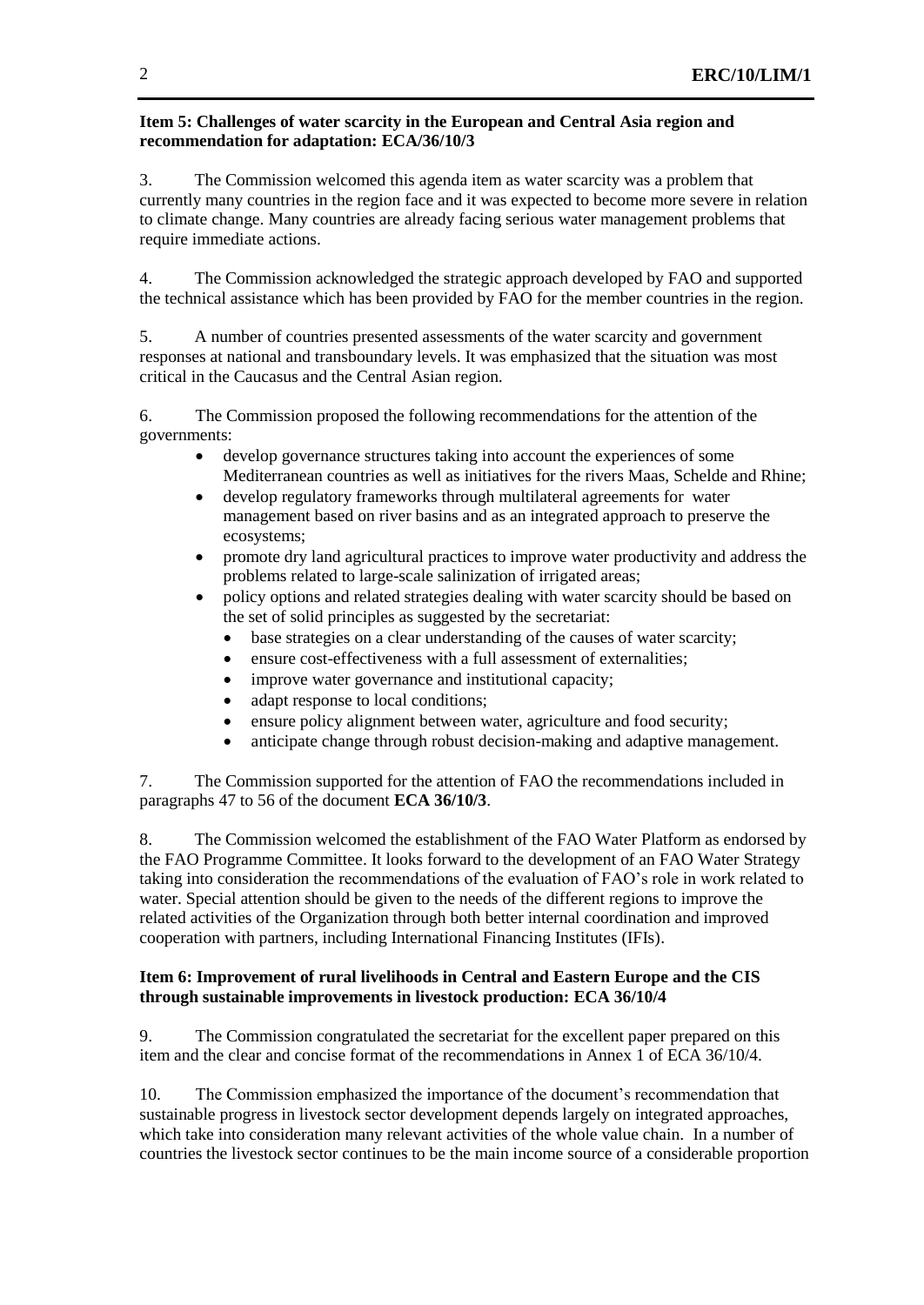**Item 5: Challenges of water scarcity in the European and Central Asia region and recommendation for adaptation: ECA/36/10/3**

3. The Commission welcomed this agenda item as water scarcity was a problem that currently many countries in the region face and it was expected to become more severe in relation to climate change. Many countries are already facing serious water management problems that require immediate actions.

4. The Commission acknowledged the strategic approach developed by FAO and supported the technical assistance which has been provided by FAO for the member countries in the region.

5. A number of countries presented assessments of the water scarcity and government responses at national and transboundary levels. It was emphasized that the situation was most critical in the Caucasus and the Central Asian region.

6. The Commission proposed the following recommendations for the attention of the governments:

- develop governance structures taking into account the experiences of some Mediterranean countries as well as initiatives for the rivers Maas, Schelde and Rhine;
- develop regulatory frameworks through multilateral agreements for water management based on river basins and as an integrated approach to preserve the ecosystems;
- promote dry land agricultural practices to improve water productivity and address the problems related to large-scale salinization of irrigated areas;
- policy options and related strategies dealing with water scarcity should be based on the set of solid principles as suggested by the secretariat:
  - base strategies on a clear understanding of the causes of water scarcity;
  - ensure cost-effectiveness with a full assessment of externalities;
  - improve water governance and institutional capacity;
  - adapt response to local conditions;
  - ensure policy alignment between water, agriculture and food security;
  - anticipate change through robust decision-making and adaptive management.

7. The Commission supported for the attention of FAO the recommendations included in paragraphs 47 to 56 of the document **ECA 36/10/3**.

8. The Commission welcomed the establishment of the FAO Water Platform as endorsed by the FAO Programme Committee. It looks forward to the development of an FAO Water Strategy taking into consideration the recommendations of the evaluation of FAO's role in work related to water. Special attention should be given to the needs of the different regions to improve the related activities of the Organization through both better internal coordination and improved cooperation with partners, including International Financing Institutes (IFIs).

**Item 6: Improvement of rural livelihoods in Central and Eastern Europe and the CIS through sustainable improvements in livestock production: ECA 36/10/4**

9. The Commission congratulated the secretariat for the excellent paper prepared on this item and the clear and concise format of the recommendations in Annex 1 of ECA 36/10/4.

10. The Commission emphasized the importance of the document's recommendation that sustainable progress in livestock sector development depends largely on integrated approaches, which take into consideration many relevant activities of the whole value chain. In a number of countries the livestock sector continues to be the main income source of a considerable proportion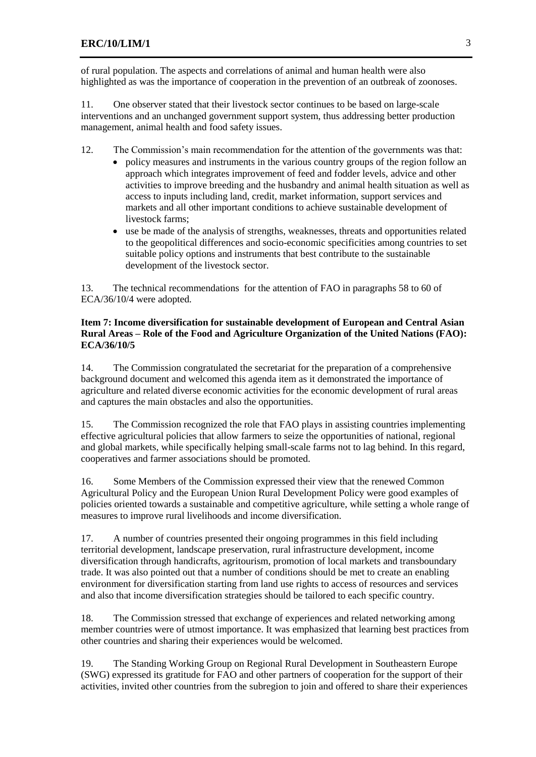of rural population. The aspects and correlations of animal and human health were also highlighted as was the importance of cooperation in the prevention of an outbreak of zoonoses.

11. One observer stated that their livestock sector continues to be based on large-scale interventions and an unchanged government support system, thus addressing better production management, animal health and food safety issues.

12. The Commission's main recommendation for the attention of the governments was that:

- policy measures and instruments in the various country groups of the region follow an approach which integrates improvement of feed and fodder levels, advice and other activities to improve breeding and the husbandry and animal health situation as well as access to inputs including land, credit, market information, support services and markets and all other important conditions to achieve sustainable development of livestock farms;
- use be made of the analysis of strengths, weaknesses, threats and opportunities related to the geopolitical differences and socio-economic specificities among countries to set suitable policy options and instruments that best contribute to the sustainable development of the livestock sector.

13. The technical recommendations for the attention of FAO in paragraphs 58 to 60 of ECA/36/10/4 were adopted.

**Item 7: Income diversification for sustainable development of European and Central Asian Rural Areas – Role of the Food and Agriculture Organization of the United Nations (FAO): ECA/36/10/5**

14. The Commission congratulated the secretariat for the preparation of a comprehensive background document and welcomed this agenda item as it demonstrated the importance of agriculture and related diverse economic activities for the economic development of rural areas and captures the main obstacles and also the opportunities.

15. The Commission recognized the role that FAO plays in assisting countries implementing effective agricultural policies that allow farmers to seize the opportunities of national, regional and global markets, while specifically helping small-scale farms not to lag behind. In this regard, cooperatives and farmer associations should be promoted.

16. Some Members of the Commission expressed their view that the renewed Common Agricultural Policy and the European Union Rural Development Policy were good examples of policies oriented towards a sustainable and competitive agriculture, while setting a whole range of measures to improve rural livelihoods and income diversification.

17. A number of countries presented their ongoing programmes in this field including territorial development, landscape preservation, rural infrastructure development, income diversification through handicrafts, agritourism, promotion of local markets and transboundary trade. It was also pointed out that a number of conditions should be met to create an enabling environment for diversification starting from land use rights to access of resources and services and also that income diversification strategies should be tailored to each specific country.

18. The Commission stressed that exchange of experiences and related networking among member countries were of utmost importance. It was emphasized that learning best practices from other countries and sharing their experiences would be welcomed.

19. The Standing Working Group on Regional Rural Development in Southeastern Europe (SWG) expressed its gratitude for FAO and other partners of cooperation for the support of their activities, invited other countries from the subregion to join and offered to share their experiences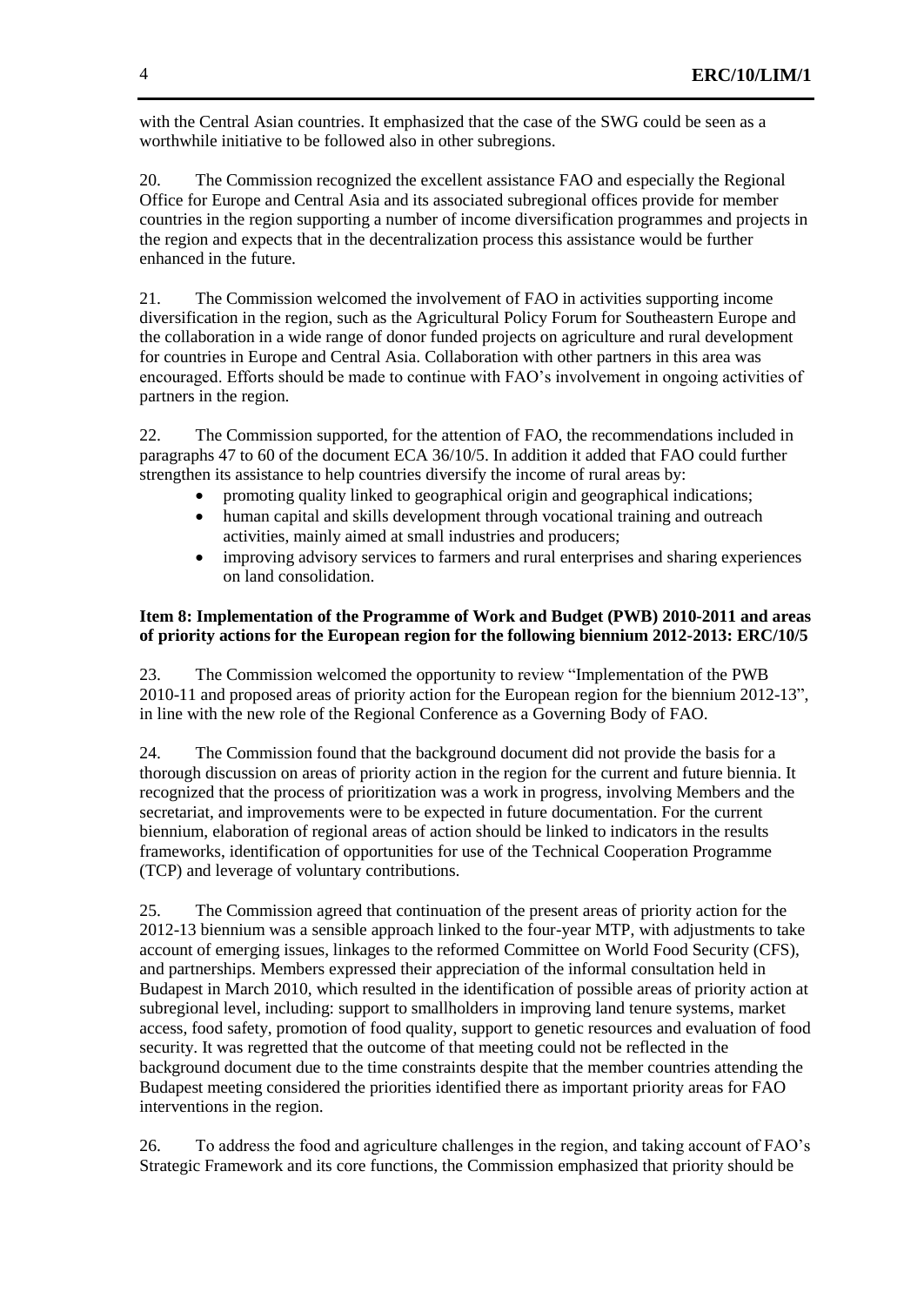with the Central Asian countries. It emphasized that the case of the SWG could be seen as a worthwhile initiative to be followed also in other subregions.

20. The Commission recognized the excellent assistance FAO and especially the Regional Office for Europe and Central Asia and its associated subregional offices provide for member countries in the region supporting a number of income diversification programmes and projects in the region and expects that in the decentralization process this assistance would be further enhanced in the future.

21. The Commission welcomed the involvement of FAO in activities supporting income diversification in the region, such as the Agricultural Policy Forum for Southeastern Europe and the collaboration in a wide range of donor funded projects on agriculture and rural development for countries in Europe and Central Asia. Collaboration with other partners in this area was encouraged. Efforts should be made to continue with FAO's involvement in ongoing activities of partners in the region.

22. The Commission supported, for the attention of FAO, the recommendations included in paragraphs 47 to 60 of the document ECA 36/10/5. In addition it added that FAO could further strengthen its assistance to help countries diversify the income of rural areas by:

- promoting quality linked to geographical origin and geographical indications;
- human capital and skills development through vocational training and outreach activities, mainly aimed at small industries and producers;
- improving advisory services to farmers and rural enterprises and sharing experiences on land consolidation.

**Item 8: Implementation of the Programme of Work and Budget (PWB) 2010-2011 and areas of priority actions for the European region for the following biennium 2012-2013: ERC/10/5**

23. The Commission welcomed the opportunity to review "Implementation of the PWB 2010-11 and proposed areas of priority action for the European region for the biennium 2012-13", in line with the new role of the Regional Conference as a Governing Body of FAO.

24. The Commission found that the background document did not provide the basis for a thorough discussion on areas of priority action in the region for the current and future biennia. It recognized that the process of prioritization was a work in progress, involving Members and the secretariat, and improvements were to be expected in future documentation. For the current biennium, elaboration of regional areas of action should be linked to indicators in the results frameworks, identification of opportunities for use of the Technical Cooperation Programme (TCP) and leverage of voluntary contributions.

25. The Commission agreed that continuation of the present areas of priority action for the 2012-13 biennium was a sensible approach linked to the four-year MTP, with adjustments to take account of emerging issues, linkages to the reformed Committee on World Food Security (CFS), and partnerships. Members expressed their appreciation of the informal consultation held in Budapest in March 2010, which resulted in the identification of possible areas of priority action at subregional level, including: support to smallholders in improving land tenure systems, market access, food safety, promotion of food quality, support to genetic resources and evaluation of food security. It was regretted that the outcome of that meeting could not be reflected in the background document due to the time constraints despite that the member countries attending the Budapest meeting considered the priorities identified there as important priority areas for FAO interventions in the region.

26. To address the food and agriculture challenges in the region, and taking account of FAO's Strategic Framework and its core functions, the Commission emphasized that priority should be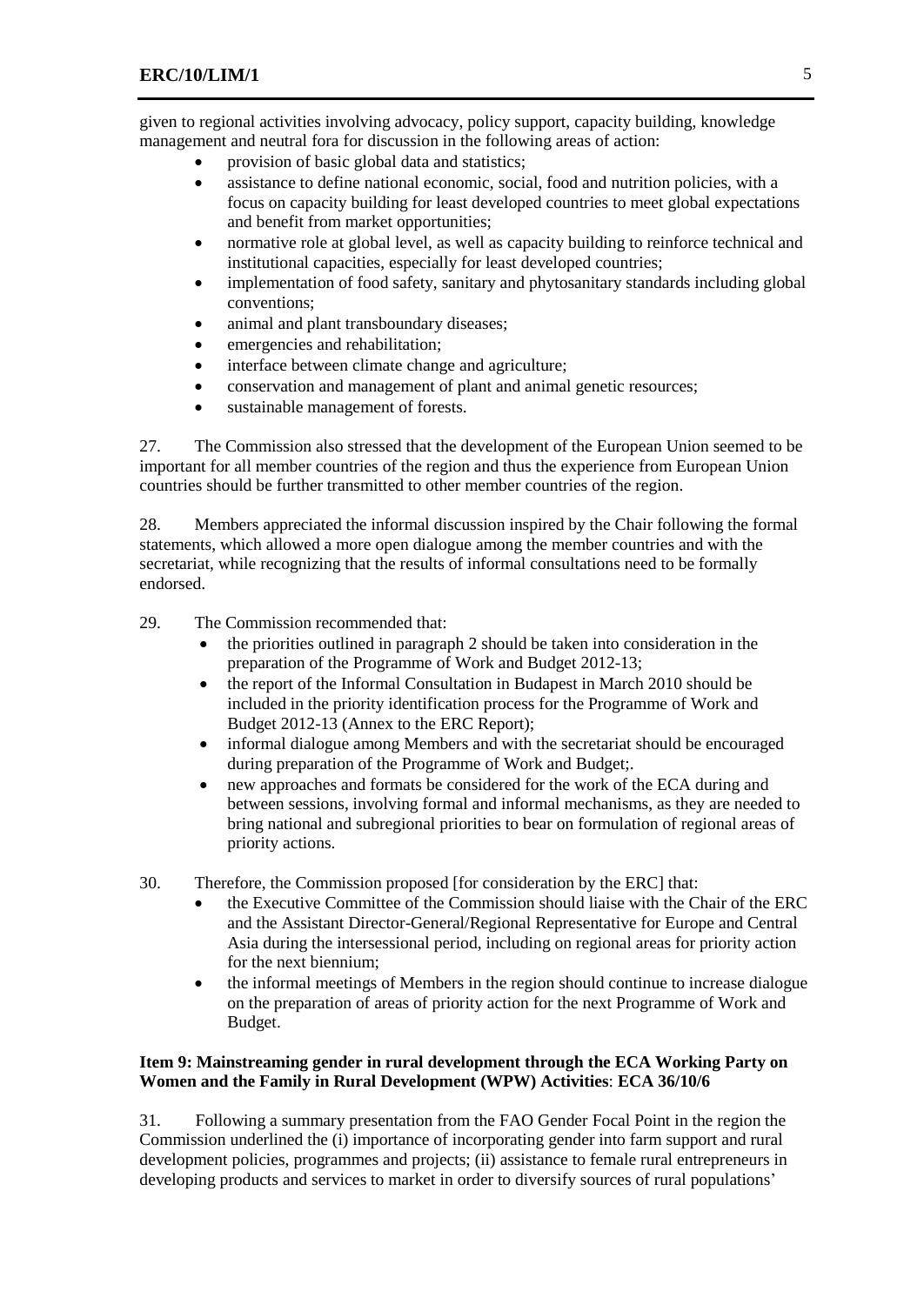given to regional activities involving advocacy, policy support, capacity building, knowledge management and neutral fora for discussion in the following areas of action:

- provision of basic global data and statistics;
- assistance to define national economic, social, food and nutrition policies, with a focus on capacity building for least developed countries to meet global expectations and benefit from market opportunities;
- normative role at global level, as well as capacity building to reinforce technical and institutional capacities, especially for least developed countries;
- implementation of food safety, sanitary and phytosanitary standards including global conventions;
- animal and plant transboundary diseases;
- emergencies and rehabilitation;
- interface between climate change and agriculture;
- conservation and management of plant and animal genetic resources;
- sustainable management of forests.

27. The Commission also stressed that the development of the European Union seemed to be important for all member countries of the region and thus the experience from European Union countries should be further transmitted to other member countries of the region.

28. Members appreciated the informal discussion inspired by the Chair following the formal statements, which allowed a more open dialogue among the member countries and with the secretariat, while recognizing that the results of informal consultations need to be formally endorsed.

29. The Commission recommended that:

- the priorities outlined in paragraph 2 should be taken into consideration in the preparation of the Programme of Work and Budget 2012-13;
- the report of the Informal Consultation in Budapest in March 2010 should be included in the priority identification process for the Programme of Work and Budget 2012-13 (Annex to the ERC Report);
- informal dialogue among Members and with the secretariat should be encouraged during preparation of the Programme of Work and Budget;.
- new approaches and formats be considered for the work of the ECA during and between sessions, involving formal and informal mechanisms, as they are needed to bring national and subregional priorities to bear on formulation of regional areas of priority actions.

30. Therefore, the Commission proposed [for consideration by the ERC] that:

- the Executive Committee of the Commission should liaise with the Chair of the ERC and the Assistant Director-General/Regional Representative for Europe and Central Asia during the intersessional period, including on regional areas for priority action for the next biennium;
- the informal meetings of Members in the region should continue to increase dialogue on the preparation of areas of priority action for the next Programme of Work and Budget.

**Item 9: Mainstreaming gender in rural development through the ECA Working Party on Women and the Family in Rural Development (WPW) Activities**: **ECA 36/10/6**

31. Following a summary presentation from the FAO Gender Focal Point in the region the Commission underlined the (i) importance of incorporating gender into farm support and rural development policies, programmes and projects; (ii) assistance to female rural entrepreneurs in developing products and services to market in order to diversify sources of rural populations'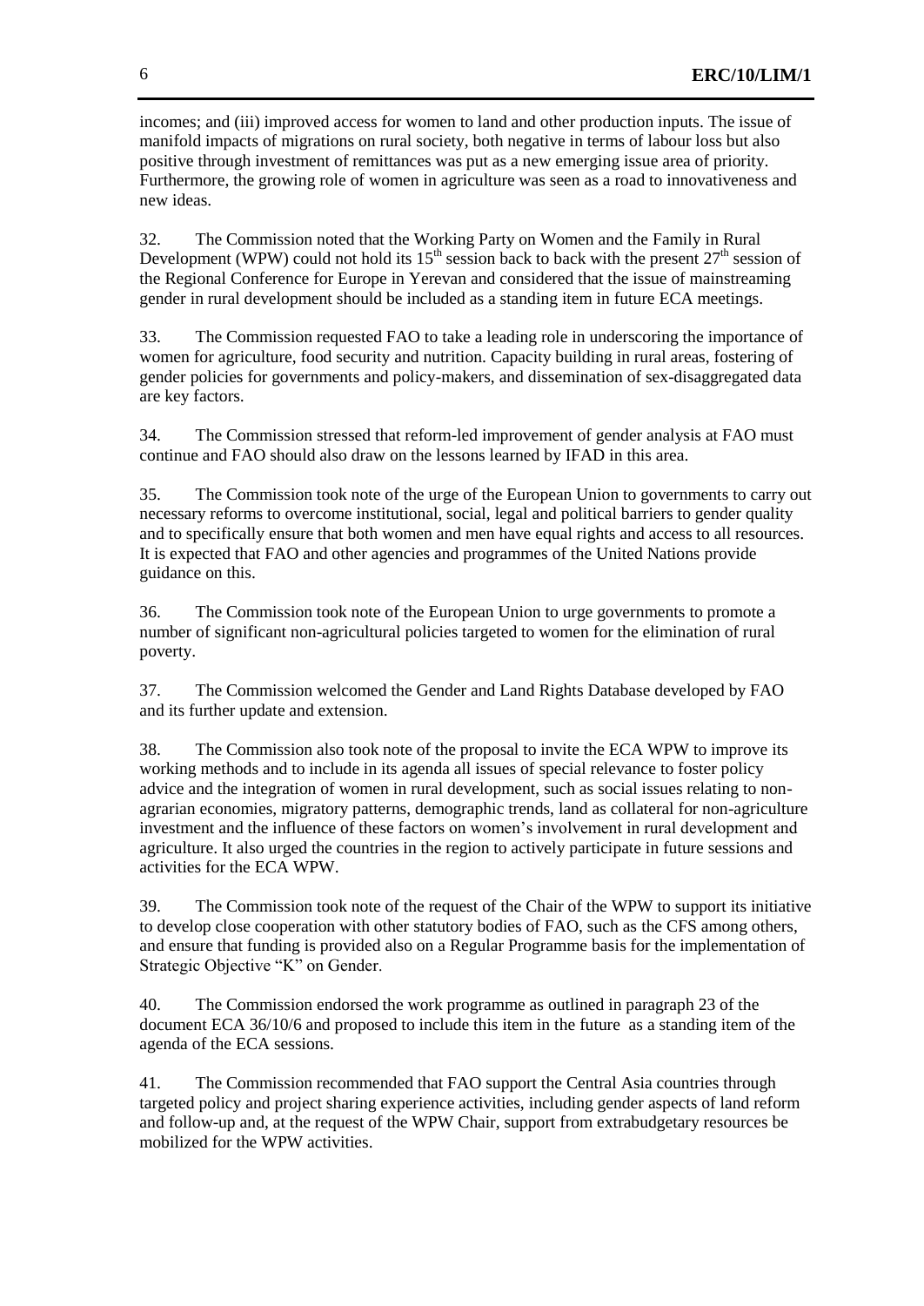incomes; and (iii) improved access for women to land and other production inputs. The issue of manifold impacts of migrations on rural society, both negative in terms of labour loss but also positive through investment of remittances was put as a new emerging issue area of priority. Furthermore, the growing role of women in agriculture was seen as a road to innovativeness and new ideas.

32. The Commission noted that the Working Party on Women and the Family in Rural Development (WPW) could not hold its 15th session back to back with the present 27th session of the Regional Conference for Europe in Yerevan and considered that the issue of mainstreaming gender in rural development should be included as a standing item in future ECA meetings.

33. The Commission requested FAO to take a leading role in underscoring the importance of women for agriculture, food security and nutrition. Capacity building in rural areas, fostering of gender policies for governments and policy-makers, and dissemination of sex-disaggregated data are key factors.

34. The Commission stressed that reform-led improvement of gender analysis at FAO must continue and FAO should also draw on the lessons learned by IFAD in this area.

35. The Commission took note of the urge of the European Union to governments to carry out necessary reforms to overcome institutional, social, legal and political barriers to gender quality and to specifically ensure that both women and men have equal rights and access to all resources. It is expected that FAO and other agencies and programmes of the United Nations provide guidance on this.

36. The Commission took note of the European Union to urge governments to promote a number of significant non-agricultural policies targeted to women for the elimination of rural poverty.

37. The Commission welcomed the Gender and Land Rights Database developed by FAO and its further update and extension.

38. The Commission also took note of the proposal to invite the ECA WPW to improve its working methods and to include in its agenda all issues of special relevance to foster policy advice and the integration of women in rural development, such as social issues relating to non-agrarian economies, migratory patterns, demographic trends, land as collateral for non-agriculture investment and the influence of these factors on women's involvement in rural development and agriculture. It also urged the countries in the region to actively participate in future sessions and activities for the ECA WPW.

39. The Commission took note of the request of the Chair of the WPW to support its initiative to develop close cooperation with other statutory bodies of FAO, such as the CFS among others, and ensure that funding is provided also on a Regular Programme basis for the implementation of Strategic Objective "K" on Gender.

40. The Commission endorsed the work programme as outlined in paragraph 23 of the document ECA 36/10/6 and proposed to include this item in the future as a standing item of the agenda of the ECA sessions.

41. The Commission recommended that FAO support the Central Asia countries through targeted policy and project sharing experience activities, including gender aspects of land reform and follow-up and, at the request of the WPW Chair, support from extrabudgetary resources be mobilized for the WPW activities.